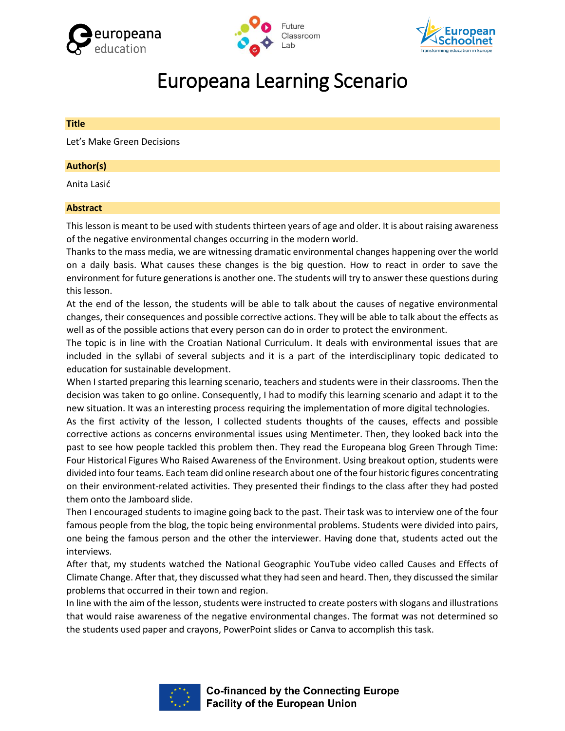# Europeana Learning Scenario

## Title

Let's Make Green Decisions

## Author(s)

Anita Lasić

## Abstract

This lesson is meant to be used with students thirteen years of age and older. It is about raising awareness of the negative environmental changes occurring in the modern world.

Thanks to the mass media, we are witnessing dramatic environmental changes happening over the world on a daily basis. What causes these changes is the big question. How to react in order to save the environment for future generations is another one. The students will try to answer these questions during this lesson.

At the end of the lesson, the students will be able to talk about the causes of negative environmental changes, their consequences and possible corrective actions. They will be able to talk about the effects as well as of the possible actions that every person can do in order to protect the environment.

The topic is in line with the Croatian National Curriculum. It deals with environmental issues that are included in the syllabi of several subjects and it is a part of the interdisciplinary topic dedicated to education for sustainable development.

When I started preparing this learning scenario, teachers and students were in their classrooms. Then the decision was taken to go online. Consequently, I had to modify this learning scenario and adapt it to the new situation. It was an interesting process requiring the implementation of more digital technologies.

As the first activity of the lesson, I collected students thoughts of the causes, effects and possible corrective actions as concerns environmental issues using Mentimeter. Then, they looked back into the past to see how people tackled this problem then. They read the Europeana blog Green Through Time: Four Historical Figures Who Raised Awareness of the Environment. Using breakout option, students were divided into four teams. Each team did online research about one of the four historic figures concentrating on their environment-related activities. They presented their findings to the class after they had posted them onto the Jamboard slide.

Then I encouraged students to imagine going back to the past. Their task was to interview one of the four famous people from the blog, the topic being environmental problems. Students were divided into pairs, one being the famous person and the other the interviewer. Having done that, students acted out the interviews.

After that, my students watched the National Geographic YouTube video called Causes and Effects of Climate Change. After that, they discussed what they had seen and heard. Then, they discussed the similar problems that occurred in their town and region.

In line with the aim of the lesson, students were instructed to create posters with slogans and illustrations that would raise awareness of the negative environmental changes. The format was not determined so the students used paper and crayons, PowerPoint slides or Canva to accomplish this task.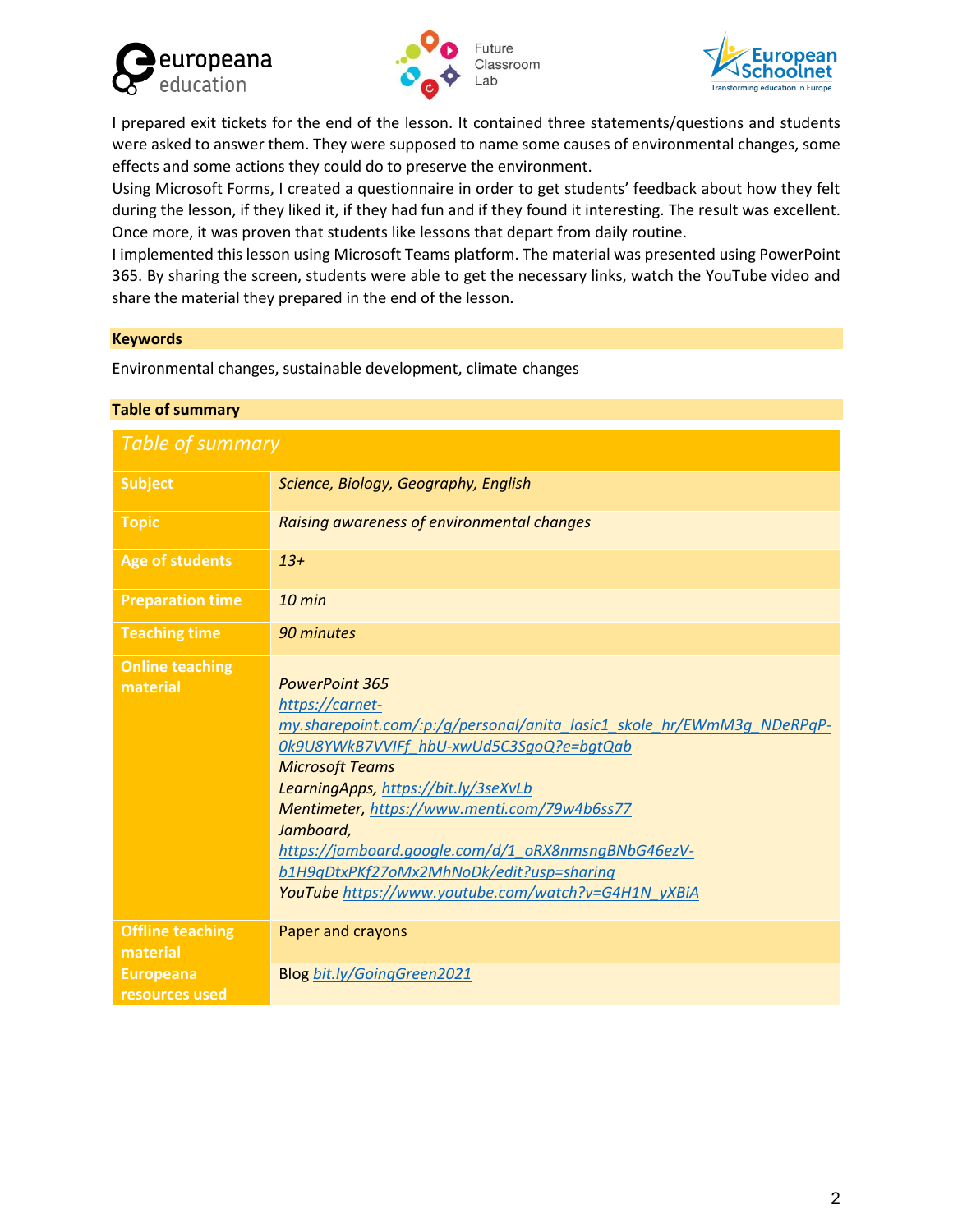I prepared exit tickets for the end of the lesson. It contained three statements/questions and students were asked to answer them. They were supposed to name some causes of environmental changes, some effects and some actions they could do to preserve the environment.
Using Microsoft Forms, I created a questionnaire in order to get students' feedback about how they felt during the lesson, if they liked it, if they had fun and if they found it interesting. The result was excellent. Once more, it was proven that students like lessons that depart from daily routine.
I implemented this lesson using Microsoft Teams platform. The material was presented using PowerPoint 365. By sharing the screen, students were able to get the necessary links, watch the YouTube video and share the material they prepared in the end of the lesson.

## Keywords

Environmental changes, sustainable development, climate changes

## Table of summary

| *Table of summary* | |
|---|---|
| **Subject** | *Science, Biology, Geography, English* |
| **Topic** | *Raising awareness of environmental changes* |
| **Age of students** | *13+* |
| **Preparation time** | *10 min* |
| **Teaching time** | *90 minutes* |
| **Online teaching material** | *PowerPoint 365* *https://carnet-my.sharepoint.com/:p:/g/personal/anita_lasic1_skole_hr/EWmM3g_NDeRPqP-0k9U8YWkB7VVIFf_hbU-xwUd5C3SgoQ?e=bgtQab* *Microsoft Teams* *LearningApps, https://bit.ly/3seXvLb* *Mentimeter, https://www.menti.com/79w4b6ss77* *Jamboard, https://jamboard.google.com/d/1_oRX8nmsngBNbG46ezV-b1H9qDtxPKf27oMx2MhNoDk/edit?usp=sharing* *YouTube https://www.youtube.com/watch?v=G4H1N_yXBiA* |
| **Offline teaching material** | Paper and crayons |
| **Europeana resources used** | Blog *bit.ly/GoingGreen2021* |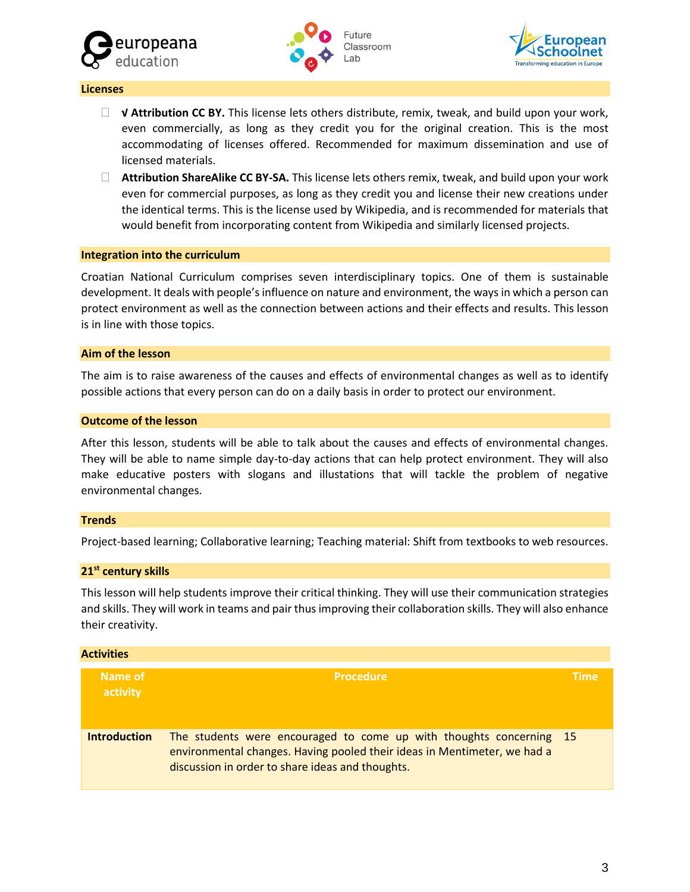## Licenses

- √ **Attribution CC BY.** This license lets others distribute, remix, tweak, and build upon your work, even commercially, as long as they credit you for the original creation. This is the most accommodating of licenses offered. Recommended for maximum dissemination and use of licensed materials.
- **Attribution ShareAlike CC BY-SA.** This license lets others remix, tweak, and build upon your work even for commercial purposes, as long as they credit you and license their new creations under the identical terms. This is the license used by Wikipedia, and is recommended for materials that would benefit from incorporating content from Wikipedia and similarly licensed projects.

## Integration into the curriculum

Croatian National Curriculum comprises seven interdisciplinary topics. One of them is sustainable development. It deals with people's influence on nature and environment, the ways in which a person can protect environment as well as the connection between actions and their effects and results. This lesson is in line with those topics.

## Aim of the lesson

The aim is to raise awareness of the causes and effects of environmental changes as well as to identify possible actions that every person can do on a daily basis in order to protect our environment.

## Outcome of the lesson

After this lesson, students will be able to talk about the causes and effects of environmental changes. They will be able to name simple day-to-day actions that can help protect environment. They will also make educative posters with slogans and illustations that will tackle the problem of negative environmental changes.

## Trends

Project-based learning; Collaborative learning; Teaching material: Shift from textbooks to web resources.

## 21st century skills

This lesson will help students improve their critical thinking. They will use their communication strategies and skills. They will work in teams and pair thus improving their collaboration skills. They will also enhance their creativity.

## Activities

| Name of activity | Procedure | Time |
|---|---|---|
| **Introduction** | The students were encouraged to come up with thoughts concerning environmental changes. Having pooled their ideas in Mentimeter, we had a discussion in order to share ideas and thoughts. | 15 |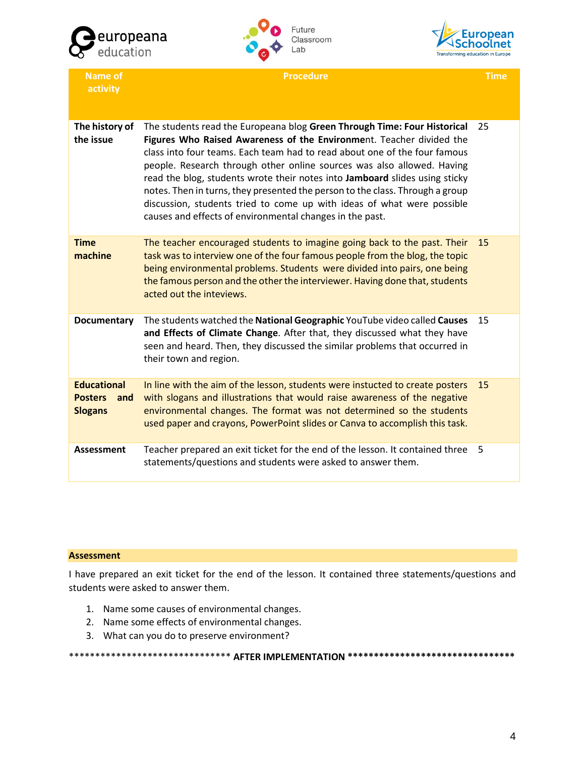| Name of activity | Procedure | Time |
|---|---|---|
| **The history of the issue** | The students read the Europeana blog **Green Through Time: Four Historical Figures Who Raised Awareness of the Environme**nt. Teacher divided the class into four teams. Each team had to read about one of the four famous people. Research through other online sources was also allowed. Having read the blog, students wrote their notes into **Jamboard** slides using sticky notes. Then in turns, they presented the person to the class. Through a group discussion, students tried to come up with ideas of what were possible causes and effects of environmental changes in the past. | 25 |
| **Time machine** | The teacher encouraged students to imagine going back to the past. Their task was to interview one of the four famous people from the blog, the topic being environmental problems. Students were divided into pairs, one being the famous person and the other the interviewer. Having done that, students acted out the inteviews. | 15 |
| **Documentary** | The students watched the **National Geographic** YouTube video called **Causes and Effects of Climate Change**. After that, they discussed what they have seen and heard. Then, they discussed the similar problems that occurred in their town and region. | 15 |
| **Educational Posters and Slogans** | In line with the aim of the lesson, students were instucted to create posters with slogans and illustrations that would raise awareness of the negative environmental changes. The format was not determined so the students used paper and crayons, PowerPoint slides or Canva to accomplish this task. | 15 |
| **Assessment** | Teacher prepared an exit ticket for the end of the lesson. It contained three statements/questions and students were asked to answer them. | 5 |

## Assessment

I have prepared an exit ticket for the end of the lesson. It contained three statements/questions and students were asked to answer them.

1. Name some causes of environmental changes.
2. Name some effects of environmental changes.
3. What can you do to preserve environment?

******************************* **AFTER IMPLEMENTATION** ********************************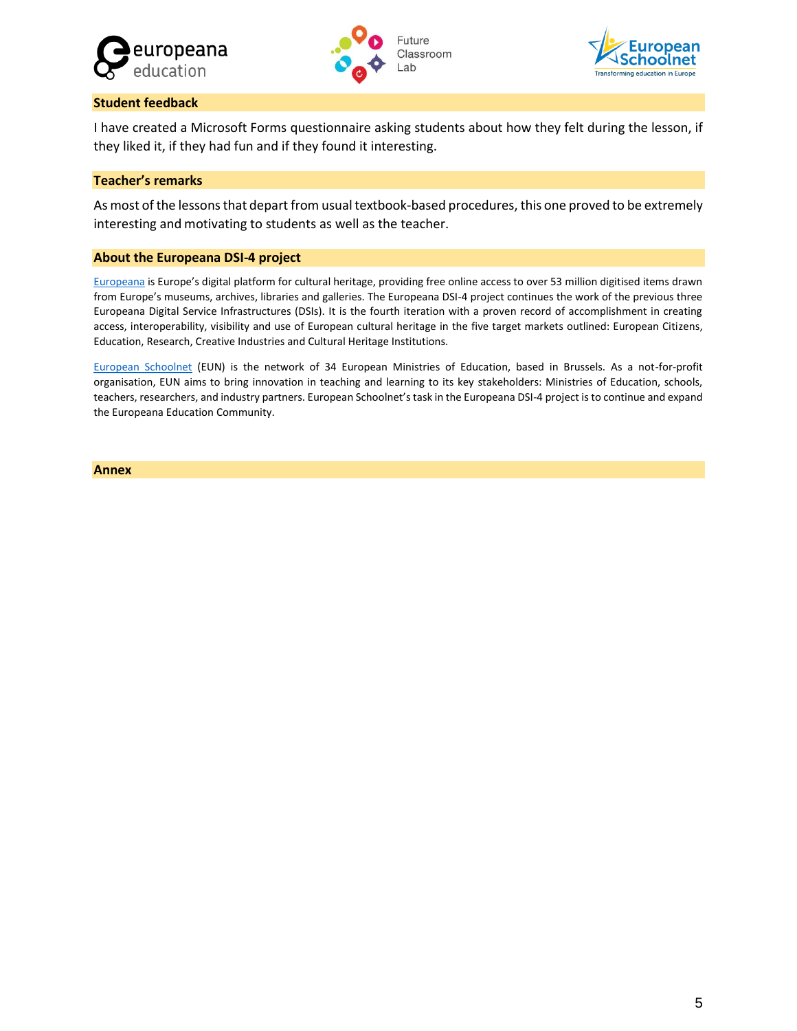## Student feedback

I have created a Microsoft Forms questionnaire asking students about how they felt during the lesson, if they liked it, if they had fun and if they found it interesting.

## Teacher's remarks

As most of the lessons that depart from usual textbook-based procedures, this one proved to be extremely interesting and motivating to students as well as the teacher.

## About the Europeana DSI-4 project

Europeana is Europe's digital platform for cultural heritage, providing free online access to over 53 million digitised items drawn from Europe's museums, archives, libraries and galleries. The Europeana DSI-4 project continues the work of the previous three Europeana Digital Service Infrastructures (DSIs). It is the fourth iteration with a proven record of accomplishment in creating access, interoperability, visibility and use of European cultural heritage in the five target markets outlined: European Citizens, Education, Research, Creative Industries and Cultural Heritage Institutions.

European Schoolnet (EUN) is the network of 34 European Ministries of Education, based in Brussels. As a not-for-profit organisation, EUN aims to bring innovation in teaching and learning to its key stakeholders: Ministries of Education, schools, teachers, researchers, and industry partners. European Schoolnet's task in the Europeana DSI-4 project is to continue and expand the Europeana Education Community.

## Annex